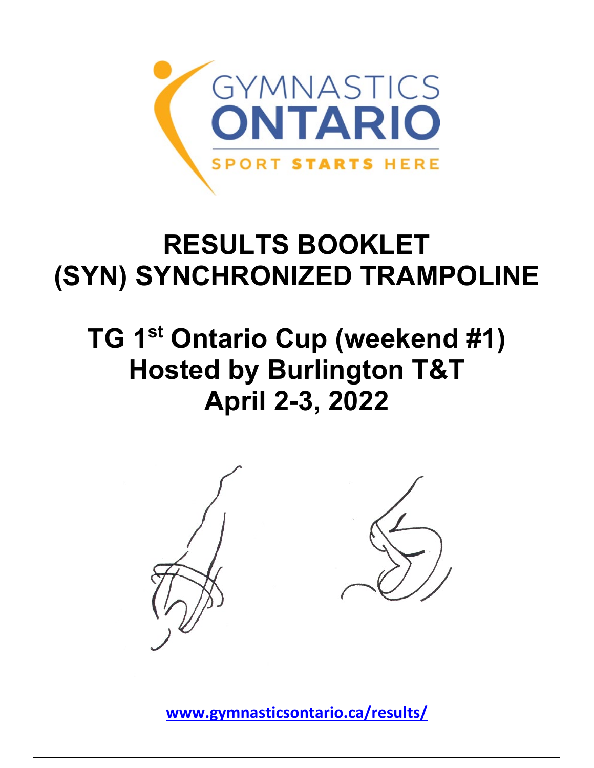GYMNASTICS ONTARIO

SPORT STARTS HERE

# RESULTS BOOKLET
# (SYN) SYNCHRONIZED TRAMPOLINE

## TG 1st Ontario Cup (weekend #1)
## Hosted by Burlington T&T
## April 2-3, 2022

www.gymnasticsontario.ca/results/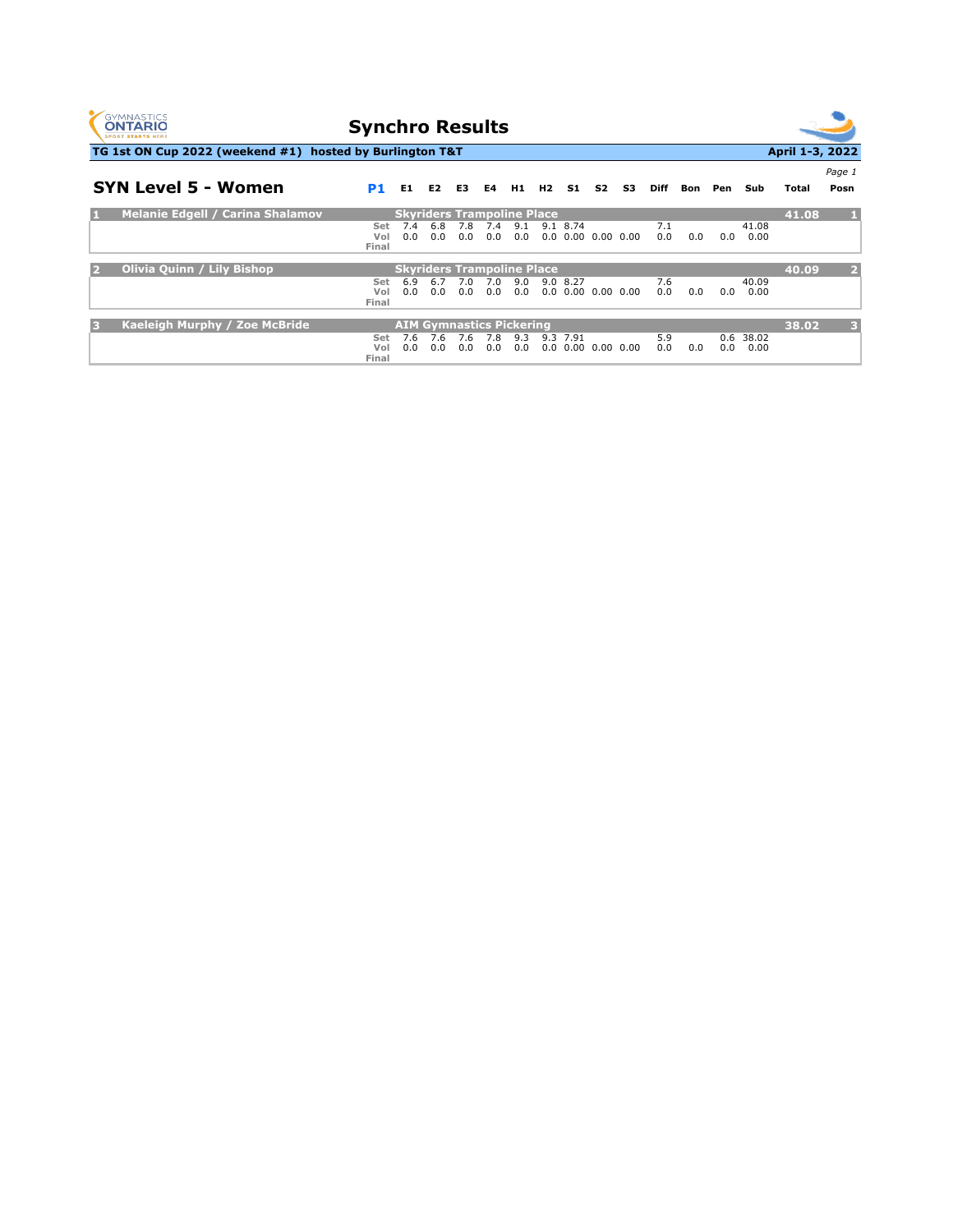# Synchro Results

**TG 1st ON Cup 2022 (weekend #1) hosted by Burlington T&T** — **April 1-3, 2022**

## SYN Level 5 - Women

| # | Name | Club | | E1 | E2 | E3 | E4 | H1 | H2 | S1 | S2 | S3 | Diff | Bon | Pen | Sub | Total | Posn |
|---|---|---|---|---|---|---|---|---|---|---|---|---|---|---|---|---|---|---|
| 1 | Melanie Edgell / Carina Shalamov | Skyriders Trampoline Place | | | | | | | | | | | | | | | 41.08 | 1 |
| | | | Set | 7.4 | 6.8 | 7.8 | 7.4 | 9.1 | 9.1 | 8.74 | | | 7.1 | | | 41.08 | | |
| | | | Vol | 0.0 | 0.0 | 0.0 | 0.0 | 0.0 | 0.0 | 0.00 | 0.00 | 0.00 | 0.0 | 0.0 | 0.0 | 0.00 | | |
| | | | Final | | | | | | | | | | | | | | | |
| 2 | Olivia Quinn / Lily Bishop | Skyriders Trampoline Place | | | | | | | | | | | | | | | 40.09 | 2 |
| | | | Set | 6.9 | 6.7 | 7.0 | 7.0 | 9.0 | 9.0 | 8.27 | | | 7.6 | | | 40.09 | | |
| | | | Vol | 0.0 | 0.0 | 0.0 | 0.0 | 0.0 | 0.0 | 0.00 | 0.00 | 0.00 | 0.0 | 0.0 | 0.0 | 0.00 | | |
| | | | Final | | | | | | | | | | | | | | | |
| 3 | Kaeleigh Murphy / Zoe McBride | AIM Gymnastics Pickering | | | | | | | | | | | | | | | 38.02 | 3 |
| | | | Set | 7.6 | 7.6 | 7.6 | 7.8 | 9.3 | 9.3 | 7.91 | | | 5.9 | | 0.6 | 38.02 | | |
| | | | Vol | 0.0 | 0.0 | 0.0 | 0.0 | 0.0 | 0.0 | 0.00 | 0.00 | 0.00 | 0.0 | 0.0 | 0.0 | 0.00 | | |
| | | | Final | | | | | | | | | | | | | | | |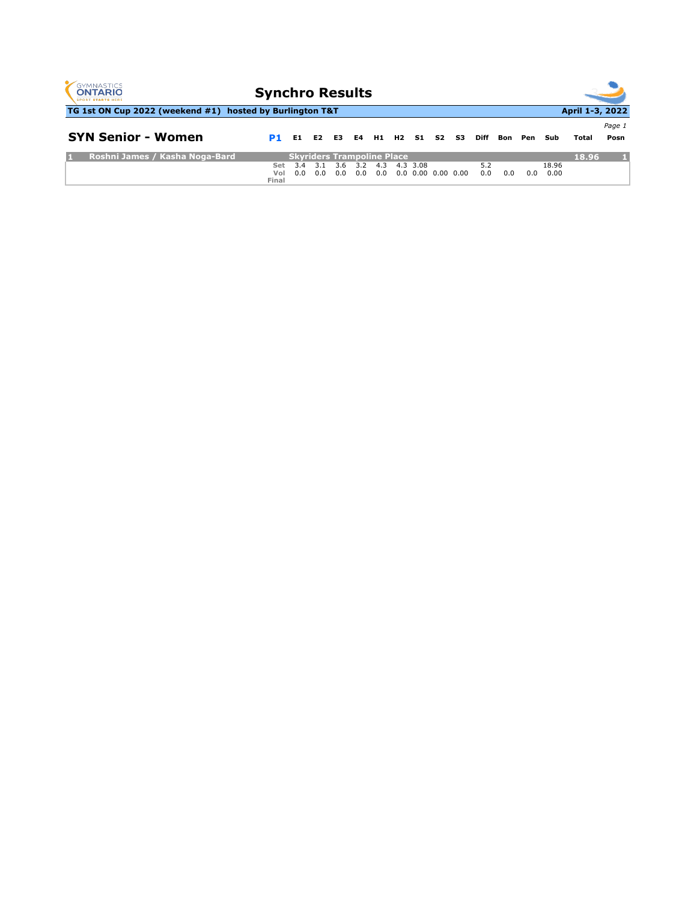# Synchro Results

**TG 1st ON Cup 2022 (weekend #1) hosted by Burlington T&T** — **April 1-3, 2022**

## SYN Senior - Women

| | Name | Club | P1 | E1 | E2 | E3 | E4 | H1 | H2 | S1 | S2 | S3 | Diff | Bon | Pen | Sub | Total | Posn |
|---|---|---|---|---|---|---|---|---|---|---|---|---|---|---|---|---|---|---|
| 1 | Roshni James / Kasha Noga-Bard | Skyriders Trampoline Place | | | | | | | | | | | | | | | 18.96 | 1 |
| | | | Set | 3.4 | 3.1 | 3.6 | 3.2 | 4.3 | 4.3 | 3.08 | | | 5.2 | | | 18.96 | | |
| | | | Vol | 0.0 | 0.0 | 0.0 | 0.0 | 0.0 | 0.0 | 0.00 | 0.00 | 0.00 | 0.0 | 0.0 | 0.0 | 0.00 | | |
| | | | Final | | | | | | | | | | | | | | | |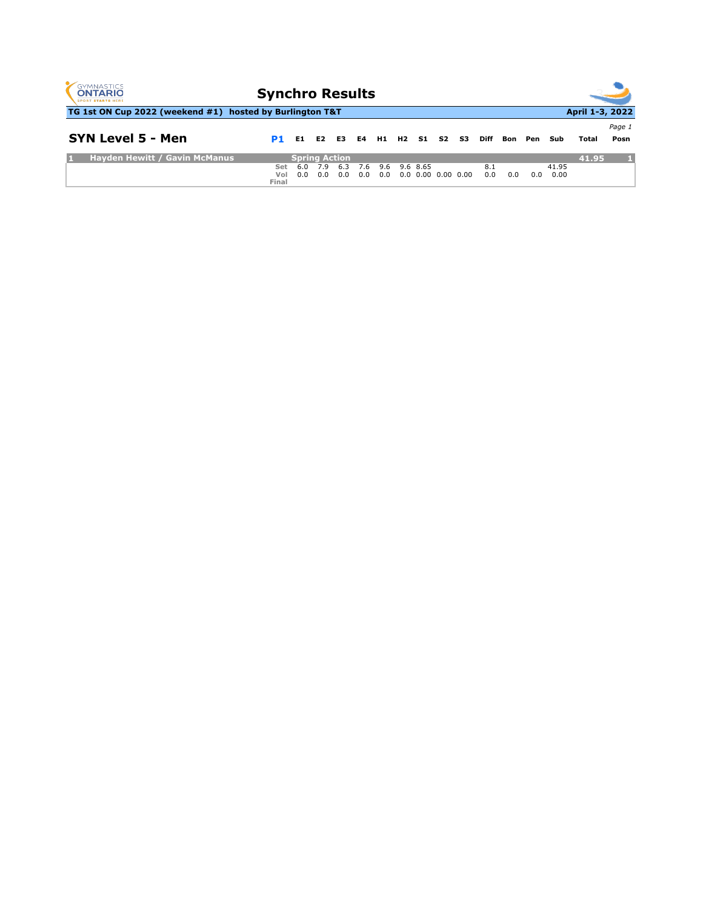# Synchro Results

**TG 1st ON Cup 2022 (weekend #1) hosted by Burlington T&T** — **April 1-3, 2022**

## SYN Level 5 - Men

| | | P1 | E1 | E2 | E3 | E4 | H1 | H2 | S1 | S2 | S3 | Diff | Bon | Pen | Sub | Total | Posn |
|---|---|---|---|---|---|---|---|---|---|---|---|---|---|---|---|---|---|
| 1 | Hayden Hewitt / Gavin McManus | Spring Action | | | | | | | | | | | | | | 41.95 | 1 |
| | | Set | 6.0 | 7.9 | 6.3 | 7.6 | 9.6 | 9.6 | 8.65 | | | 8.1 | | | 41.95 | | |
| | | Vol | 0.0 | 0.0 | 0.0 | 0.0 | 0.0 | 0.0 | 0.00 | 0.00 | 0.00 | 0.0 | 0.0 | 0.0 | 0.00 | | |
| | | Final | | | | | | | | | | | | | | | |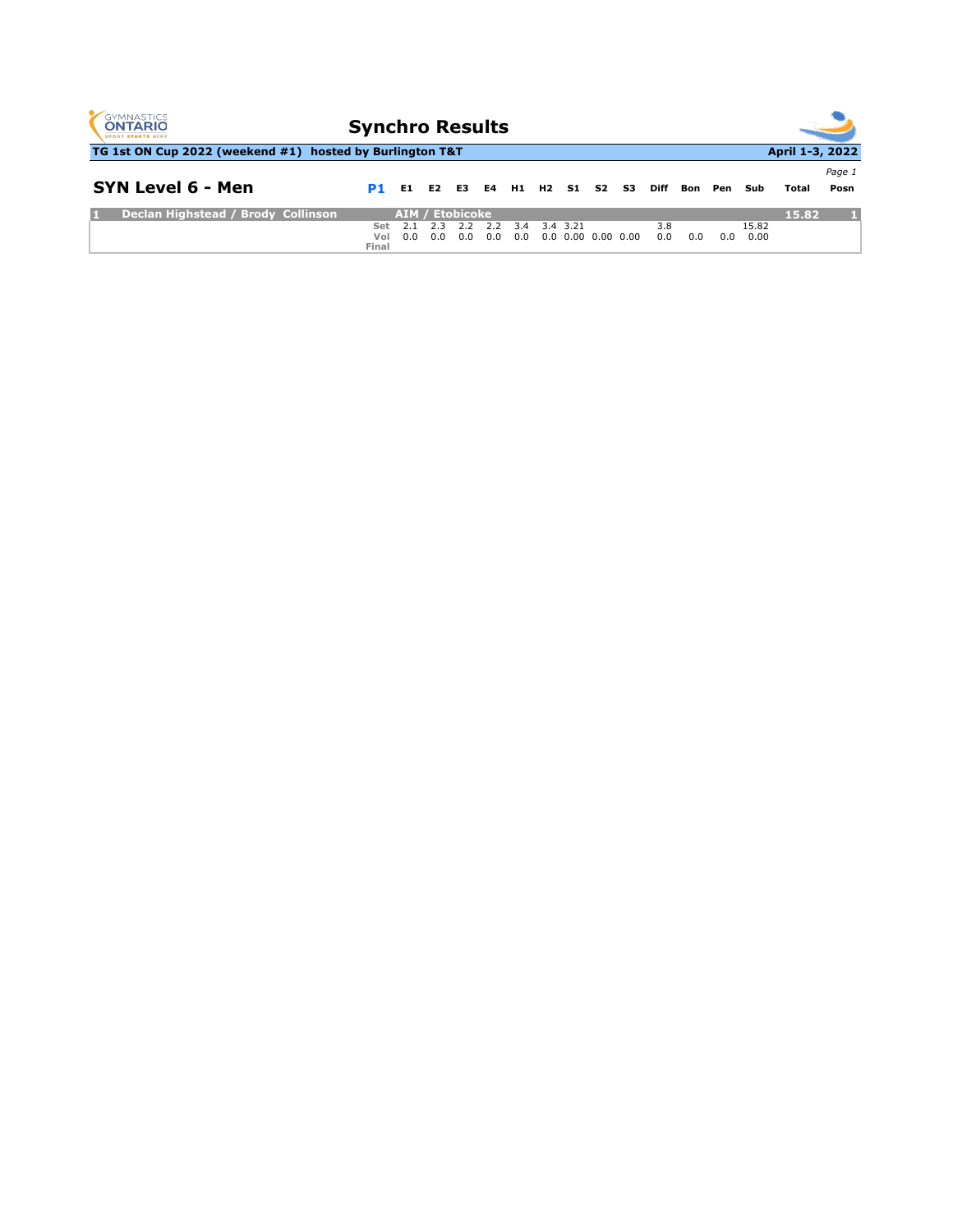# Synchro Results

**TG 1st ON Cup 2022 (weekend #1) hosted by Burlington T&T** — **April 1-3, 2022**

## SYN Level 6 - Men

| | | P1 | E1 | E2 | E3 | E4 | H1 | H2 | S1 | S2 | S3 | Diff | Bon | Pen | Sub | Total | Posn |
|---|---|---|---|---|---|---|---|---|---|---|---|---|---|---|---|---|---|
| 1 | Declan Highstead / Brody Collinson | AIM / Etobicoke | | | | | | | | | | | | | | 15.82 | 1 |
| | | Set | 2.1 | 2.3 | 2.2 | 2.2 | 3.4 | 3.4 | 3.21 | | | 3.8 | | | 15.82 | | |
| | | Vol | 0.0 | 0.0 | 0.0 | 0.0 | 0.0 | 0.0 | 0.00 | 0.00 | 0.00 | 0.0 | 0.0 | 0.0 | 0.00 | | |
| | | Final | | | | | | | | | | | | | | | |